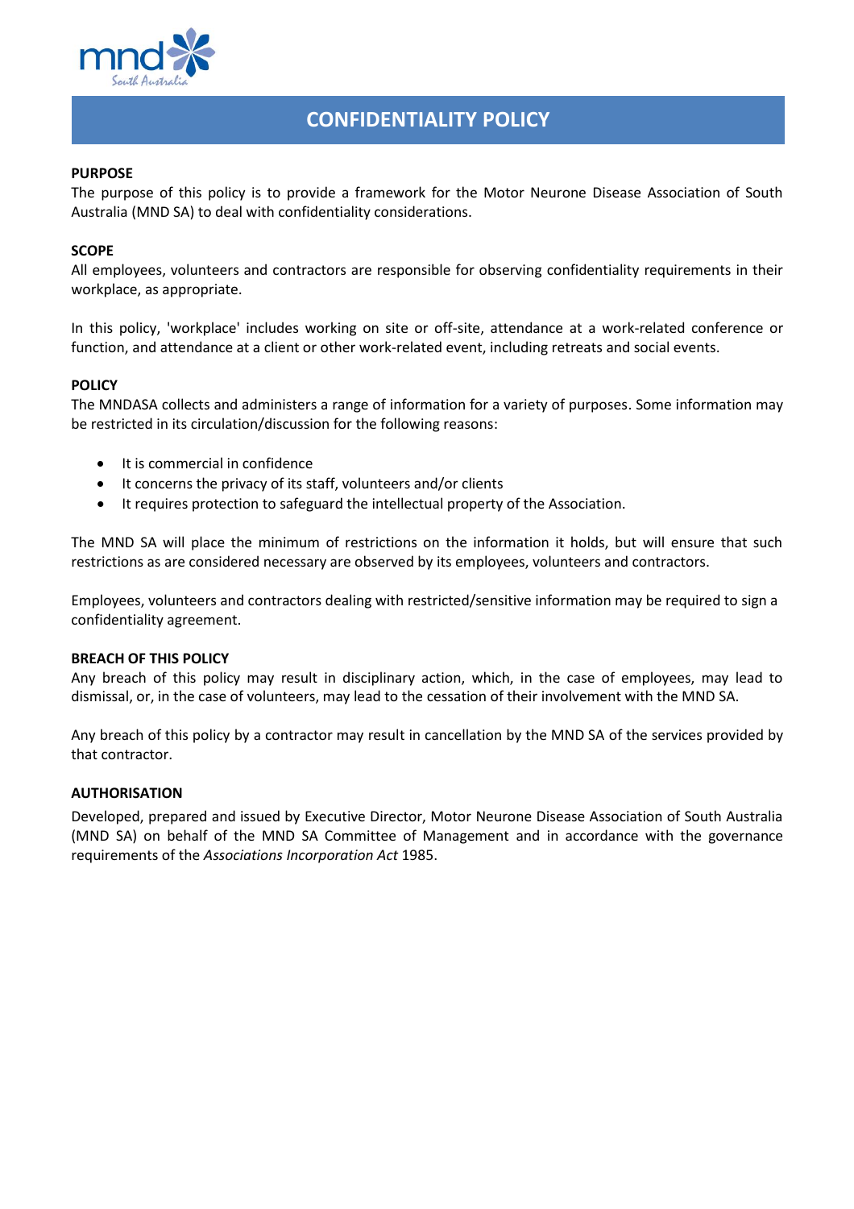# CONFIDENTIALITY POLICY

**PURPOSE**

The purpose of this policy is to provide a framework for the Motor Neurone Disease Association of South Australia (MND SA) to deal with confidentiality considerations.

**SCOPE**

All employees, volunteers and contractors are responsible for observing confidentiality requirements in their workplace, as appropriate.

In this policy, 'workplace' includes working on site or off-site, attendance at a work-related conference or function, and attendance at a client or other work-related event, including retreats and social events.

**POLICY**

The MNDASA collects and administers a range of information for a variety of purposes. Some information may be restricted in its circulation/discussion for the following reasons:

- It is commercial in confidence
- It concerns the privacy of its staff, volunteers and/or clients
- It requires protection to safeguard the intellectual property of the Association.

The MND SA will place the minimum of restrictions on the information it holds, but will ensure that such restrictions as are considered necessary are observed by its employees, volunteers and contractors.

Employees, volunteers and contractors dealing with restricted/sensitive information may be required to sign a confidentiality agreement.

**BREACH OF THIS POLICY**

Any breach of this policy may result in disciplinary action, which, in the case of employees, may lead to dismissal, or, in the case of volunteers, may lead to the cessation of their involvement with the MND SA.

Any breach of this policy by a contractor may result in cancellation by the MND SA of the services provided by that contractor.

**AUTHORISATION**

Developed, prepared and issued by Executive Director, Motor Neurone Disease Association of South Australia (MND SA) on behalf of the MND SA Committee of Management and in accordance with the governance requirements of the *Associations Incorporation Act* 1985.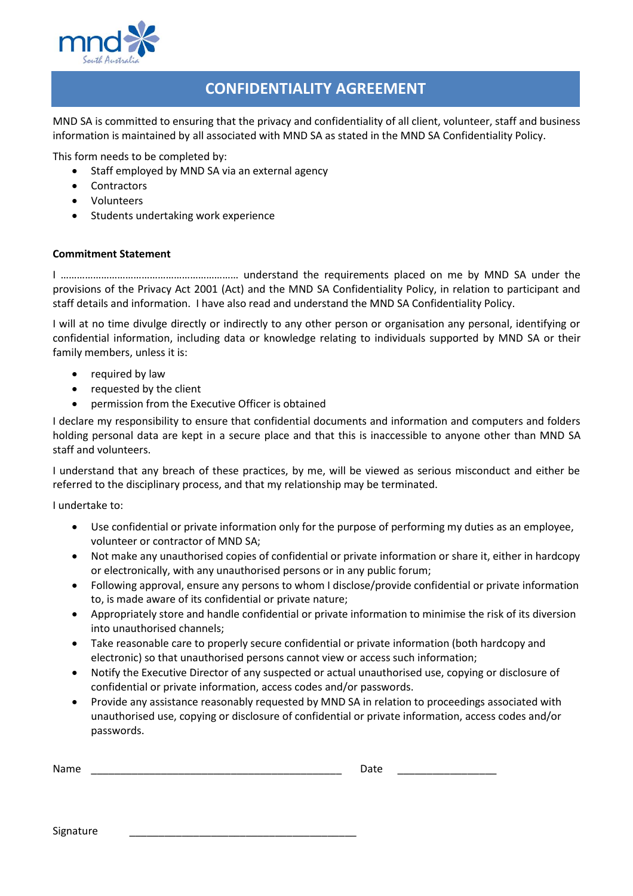# CONFIDENTIALITY AGREEMENT

MND SA is committed to ensuring that the privacy and confidentiality of all client, volunteer, staff and business information is maintained by all associated with MND SA as stated in the MND SA Confidentiality Policy.

This form needs to be completed by:

- Staff employed by MND SA via an external agency
- Contractors
- Volunteers
- Students undertaking work experience

**Commitment Statement**

I ……………………………………………………… understand the requirements placed on me by MND SA under the provisions of the Privacy Act 2001 (Act) and the MND SA Confidentiality Policy, in relation to participant and staff details and information. I have also read and understand the MND SA Confidentiality Policy.

I will at no time divulge directly or indirectly to any other person or organisation any personal, identifying or confidential information, including data or knowledge relating to individuals supported by MND SA or their family members, unless it is:

- required by law
- requested by the client
- permission from the Executive Officer is obtained

I declare my responsibility to ensure that confidential documents and information and computers and folders holding personal data are kept in a secure place and that this is inaccessible to anyone other than MND SA staff and volunteers.

I understand that any breach of these practices, by me, will be viewed as serious misconduct and either be referred to the disciplinary process, and that my relationship may be terminated.

I undertake to:

- Use confidential or private information only for the purpose of performing my duties as an employee, volunteer or contractor of MND SA;
- Not make any unauthorised copies of confidential or private information or share it, either in hardcopy or electronically, with any unauthorised persons or in any public forum;
- Following approval, ensure any persons to whom I disclose/provide confidential or private information to, is made aware of its confidential or private nature;
- Appropriately store and handle confidential or private information to minimise the risk of its diversion into unauthorised channels;
- Take reasonable care to properly secure confidential or private information (both hardcopy and electronic) so that unauthorised persons cannot view or access such information;
- Notify the Executive Director of any suspected or actual unauthorised use, copying or disclosure of confidential or private information, access codes and/or passwords.
- Provide any assistance reasonably requested by MND SA in relation to proceedings associated with unauthorised use, copying or disclosure of confidential or private information, access codes and/or passwords.

Name ____________________________________________ Date _________________

Signature ________________________________________